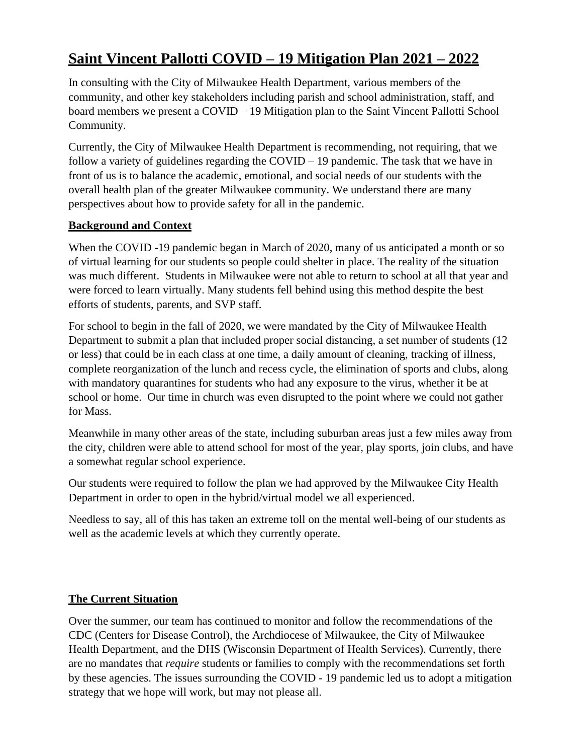# **Saint Vincent Pallotti COVID – 19 Mitigation Plan 2021 – 2022**

In consulting with the City of Milwaukee Health Department, various members of the community, and other key stakeholders including parish and school administration, staff, and board members we present a COVID – 19 Mitigation plan to the Saint Vincent Pallotti School Community.

Currently, the City of Milwaukee Health Department is recommending, not requiring, that we follow a variety of guidelines regarding the COVID – 19 pandemic. The task that we have in front of us is to balance the academic, emotional, and social needs of our students with the overall health plan of the greater Milwaukee community. We understand there are many perspectives about how to provide safety for all in the pandemic.

## **Background and Context**

When the COVID -19 pandemic began in March of 2020, many of us anticipated a month or so of virtual learning for our students so people could shelter in place. The reality of the situation was much different. Students in Milwaukee were not able to return to school at all that year and were forced to learn virtually. Many students fell behind using this method despite the best efforts of students, parents, and SVP staff.

For school to begin in the fall of 2020, we were mandated by the City of Milwaukee Health Department to submit a plan that included proper social distancing, a set number of students (12 or less) that could be in each class at one time, a daily amount of cleaning, tracking of illness, complete reorganization of the lunch and recess cycle, the elimination of sports and clubs, along with mandatory quarantines for students who had any exposure to the virus, whether it be at school or home. Our time in church was even disrupted to the point where we could not gather for Mass.

Meanwhile in many other areas of the state, including suburban areas just a few miles away from the city, children were able to attend school for most of the year, play sports, join clubs, and have a somewhat regular school experience.

Our students were required to follow the plan we had approved by the Milwaukee City Health Department in order to open in the hybrid/virtual model we all experienced.

Needless to say, all of this has taken an extreme toll on the mental well-being of our students as well as the academic levels at which they currently operate.

## **The Current Situation**

Over the summer, our team has continued to monitor and follow the recommendations of the CDC (Centers for Disease Control), the Archdiocese of Milwaukee, the City of Milwaukee Health Department, and the DHS (Wisconsin Department of Health Services). Currently, there are no mandates that *require* students or families to comply with the recommendations set forth by these agencies. The issues surrounding the COVID - 19 pandemic led us to adopt a mitigation strategy that we hope will work, but may not please all.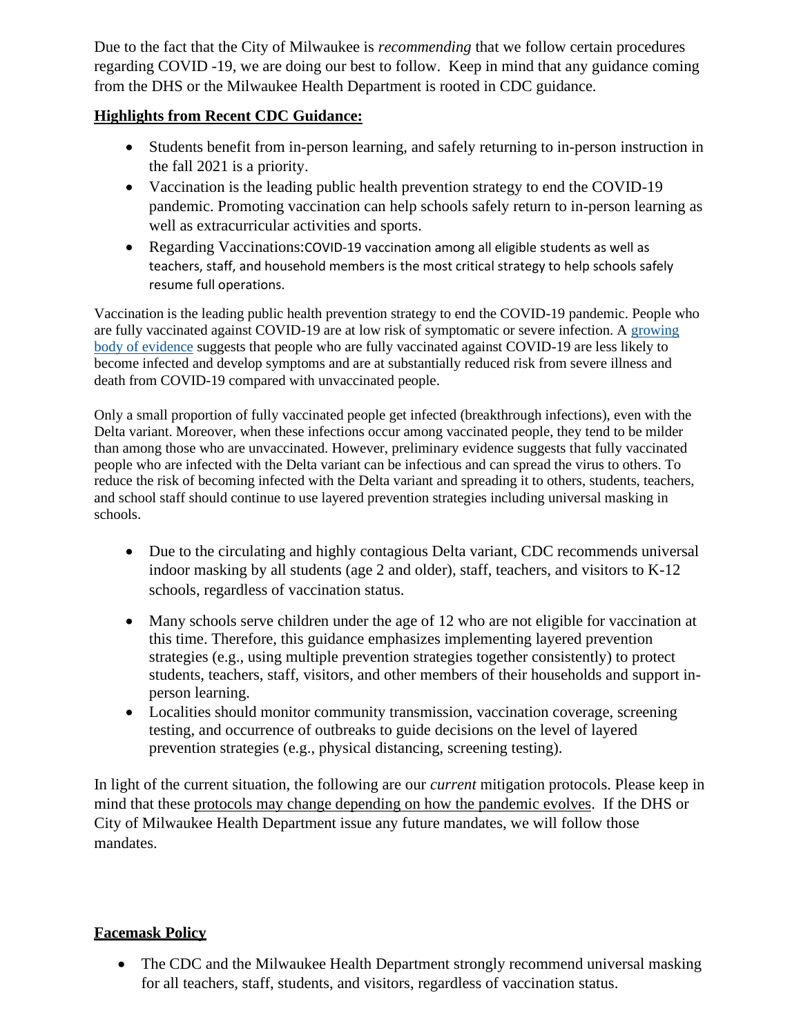Due to the fact that the City of Milwaukee is *recommending* that we follow certain procedures regarding COVID -19, we are doing our best to follow. Keep in mind that any guidance coming from the DHS or the Milwaukee Health Department is rooted in CDC guidance.

**Highlights from Recent CDC Guidance:**

- Students benefit from in-person learning, and safely returning to in-person instruction in the fall 2021 is a priority.
- Vaccination is the leading public health prevention strategy to end the COVID-19 pandemic. Promoting vaccination can help schools safely return to in-person learning as well as extracurricular activities and sports.
- Regarding Vaccinations:COVID-19 vaccination among all eligible students as well as teachers, staff, and household members is the most critical strategy to help schools safely resume full operations.

Vaccination is the leading public health prevention strategy to end the COVID-19 pandemic. People who are fully vaccinated against COVID-19 are at low risk of symptomatic or severe infection. A growing body of evidence suggests that people who are fully vaccinated against COVID-19 are less likely to become infected and develop symptoms and are at substantially reduced risk from severe illness and death from COVID-19 compared with unvaccinated people.

Only a small proportion of fully vaccinated people get infected (breakthrough infections), even with the Delta variant. Moreover, when these infections occur among vaccinated people, they tend to be milder than among those who are unvaccinated. However, preliminary evidence suggests that fully vaccinated people who are infected with the Delta variant can be infectious and can spread the virus to others. To reduce the risk of becoming infected with the Delta variant and spreading it to others, students, teachers, and school staff should continue to use layered prevention strategies including universal masking in schools.

- Due to the circulating and highly contagious Delta variant, CDC recommends universal indoor masking by all students (age 2 and older), staff, teachers, and visitors to K-12 schools, regardless of vaccination status.
- Many schools serve children under the age of 12 who are not eligible for vaccination at this time. Therefore, this guidance emphasizes implementing layered prevention strategies (e.g., using multiple prevention strategies together consistently) to protect students, teachers, staff, visitors, and other members of their households and support in-person learning.
- Localities should monitor community transmission, vaccination coverage, screening testing, and occurrence of outbreaks to guide decisions on the level of layered prevention strategies (e.g., physical distancing, screening testing).

In light of the current situation, the following are our *current* mitigation protocols. Please keep in mind that these protocols may change depending on how the pandemic evolves. If the DHS or City of Milwaukee Health Department issue any future mandates, we will follow those mandates.

**Facemask Policy**

- The CDC and the Milwaukee Health Department strongly recommend universal masking for all teachers, staff, students, and visitors, regardless of vaccination status.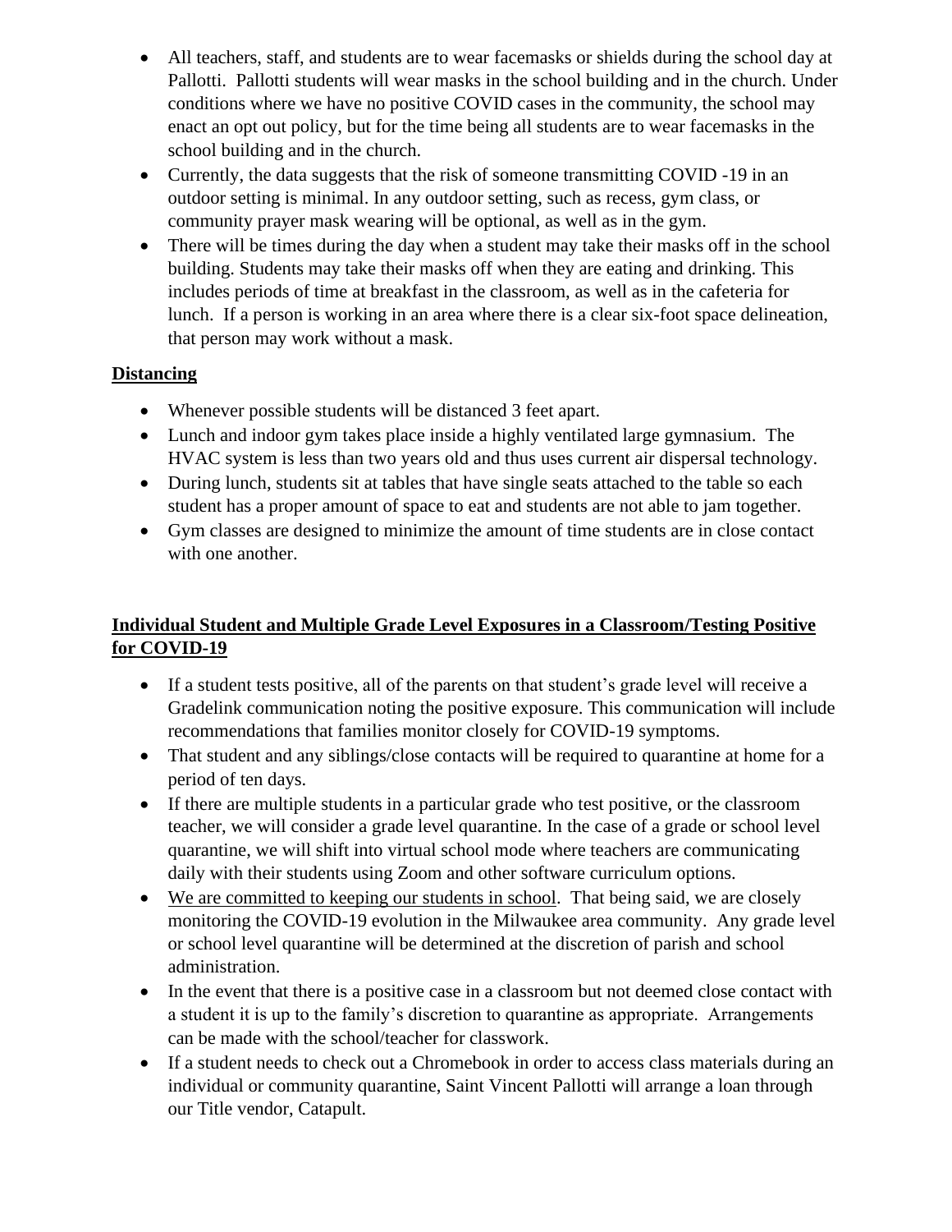- All teachers, staff, and students are to wear facemasks or shields during the school day at Pallotti. Pallotti students will wear masks in the school building and in the church. Under conditions where we have no positive COVID cases in the community, the school may enact an opt out policy, but for the time being all students are to wear facemasks in the school building and in the church.
- Currently, the data suggests that the risk of someone transmitting COVID -19 in an outdoor setting is minimal. In any outdoor setting, such as recess, gym class, or community prayer mask wearing will be optional, as well as in the gym.
- There will be times during the day when a student may take their masks off in the school building. Students may take their masks off when they are eating and drinking. This includes periods of time at breakfast in the classroom, as well as in the cafeteria for lunch. If a person is working in an area where there is a clear six-foot space delineation, that person may work without a mask.

**<u>Distancing</u>**

- Whenever possible students will be distanced 3 feet apart.
- Lunch and indoor gym takes place inside a highly ventilated large gymnasium. The HVAC system is less than two years old and thus uses current air dispersal technology.
- During lunch, students sit at tables that have single seats attached to the table so each student has a proper amount of space to eat and students are not able to jam together.
- Gym classes are designed to minimize the amount of time students are in close contact with one another.

**<u>Individual Student and Multiple Grade Level Exposures in a Classroom/Testing Positive for COVID-19</u>**

- If a student tests positive, all of the parents on that student's grade level will receive a Gradelink communication noting the positive exposure. This communication will include recommendations that families monitor closely for COVID-19 symptoms.
- That student and any siblings/close contacts will be required to quarantine at home for a period of ten days.
- If there are multiple students in a particular grade who test positive, or the classroom teacher, we will consider a grade level quarantine. In the case of a grade or school level quarantine, we will shift into virtual school mode where teachers are communicating daily with their students using Zoom and other software curriculum options.
- <u>We are committed to keeping our students in school</u>. That being said, we are closely monitoring the COVID-19 evolution in the Milwaukee area community. Any grade level or school level quarantine will be determined at the discretion of parish and school administration.
- In the event that there is a positive case in a classroom but not deemed close contact with a student it is up to the family's discretion to quarantine as appropriate. Arrangements can be made with the school/teacher for classwork.
- If a student needs to check out a Chromebook in order to access class materials during an individual or community quarantine, Saint Vincent Pallotti will arrange a loan through our Title vendor, Catapult.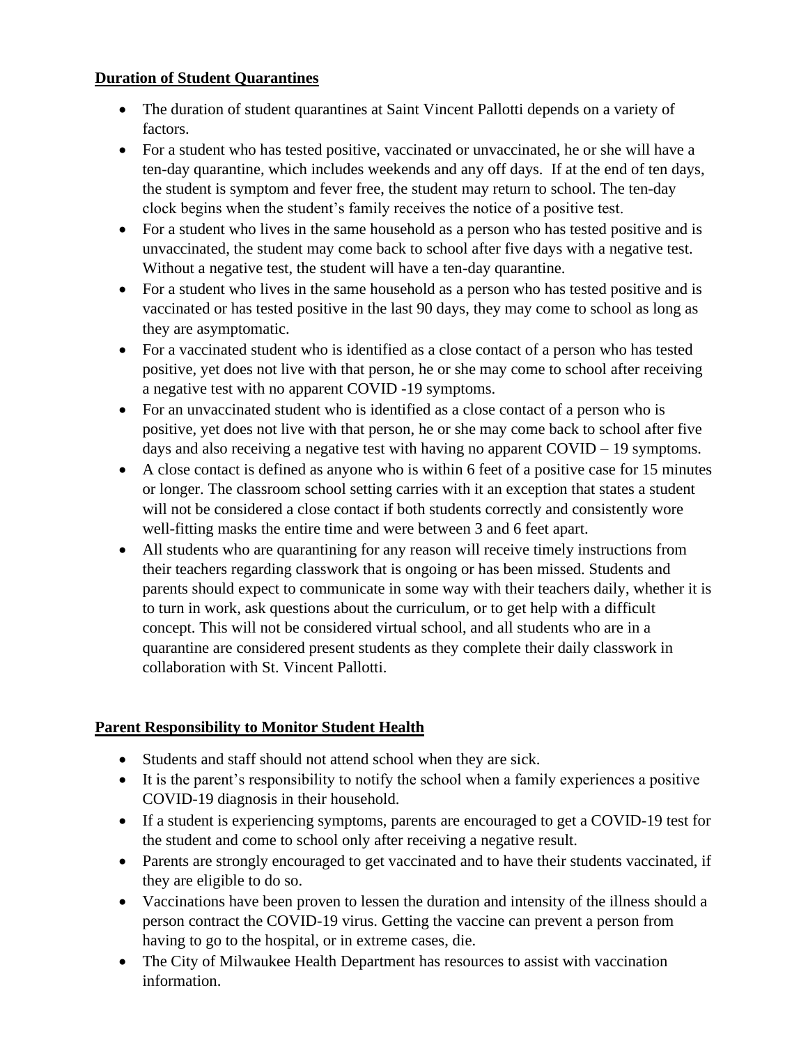## Duration of Student Quarantines

- The duration of student quarantines at Saint Vincent Pallotti depends on a variety of factors.
- For a student who has tested positive, vaccinated or unvaccinated, he or she will have a ten-day quarantine, which includes weekends and any off days. If at the end of ten days, the student is symptom and fever free, the student may return to school. The ten-day clock begins when the student's family receives the notice of a positive test.
- For a student who lives in the same household as a person who has tested positive and is unvaccinated, the student may come back to school after five days with a negative test. Without a negative test, the student will have a ten-day quarantine.
- For a student who lives in the same household as a person who has tested positive and is vaccinated or has tested positive in the last 90 days, they may come to school as long as they are asymptomatic.
- For a vaccinated student who is identified as a close contact of a person who has tested positive, yet does not live with that person, he or she may come to school after receiving a negative test with no apparent COVID -19 symptoms.
- For an unvaccinated student who is identified as a close contact of a person who is positive, yet does not live with that person, he or she may come back to school after five days and also receiving a negative test with having no apparent COVID – 19 symptoms.
- A close contact is defined as anyone who is within 6 feet of a positive case for 15 minutes or longer. The classroom school setting carries with it an exception that states a student will not be considered a close contact if both students correctly and consistently wore well-fitting masks the entire time and were between 3 and 6 feet apart.
- All students who are quarantining for any reason will receive timely instructions from their teachers regarding classwork that is ongoing or has been missed. Students and parents should expect to communicate in some way with their teachers daily, whether it is to turn in work, ask questions about the curriculum, or to get help with a difficult concept. This will not be considered virtual school, and all students who are in a quarantine are considered present students as they complete their daily classwork in collaboration with St. Vincent Pallotti.

## Parent Responsibility to Monitor Student Health

- Students and staff should not attend school when they are sick.
- It is the parent's responsibility to notify the school when a family experiences a positive COVID-19 diagnosis in their household.
- If a student is experiencing symptoms, parents are encouraged to get a COVID-19 test for the student and come to school only after receiving a negative result.
- Parents are strongly encouraged to get vaccinated and to have their students vaccinated, if they are eligible to do so.
- Vaccinations have been proven to lessen the duration and intensity of the illness should a person contract the COVID-19 virus. Getting the vaccine can prevent a person from having to go to the hospital, or in extreme cases, die.
- The City of Milwaukee Health Department has resources to assist with vaccination information.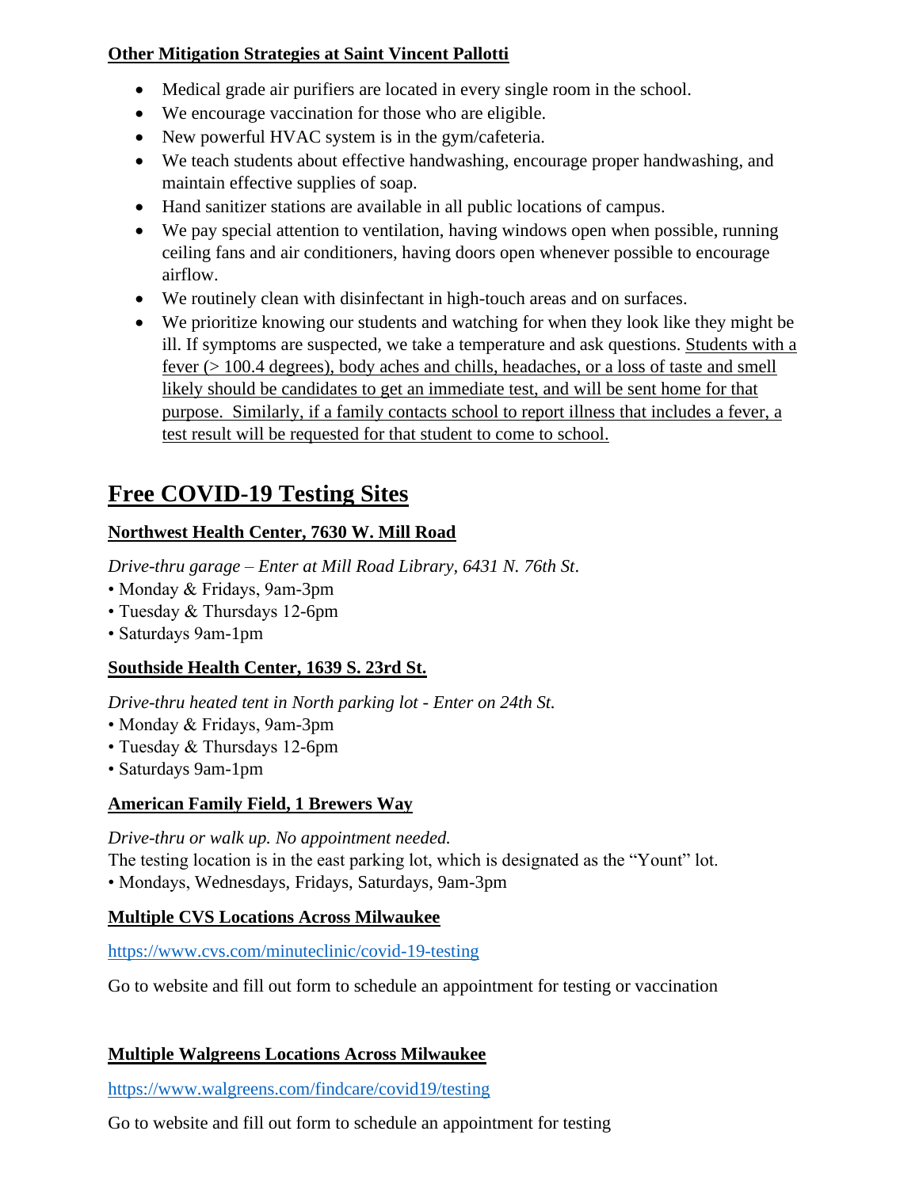**Other Mitigation Strategies at Saint Vincent Pallotti**

- Medical grade air purifiers are located in every single room in the school.
- We encourage vaccination for those who are eligible.
- New powerful HVAC system is in the gym/cafeteria.
- We teach students about effective handwashing, encourage proper handwashing, and maintain effective supplies of soap.
- Hand sanitizer stations are available in all public locations of campus.
- We pay special attention to ventilation, having windows open when possible, running ceiling fans and air conditioners, having doors open whenever possible to encourage airflow.
- We routinely clean with disinfectant in high-touch areas and on surfaces.
- We prioritize knowing our students and watching for when they look like they might be ill. If symptoms are suspected, we take a temperature and ask questions. Students with a fever (> 100.4 degrees), body aches and chills, headaches, or a loss of taste and smell likely should be candidates to get an immediate test, and will be sent home for that purpose. Similarly, if a family contacts school to report illness that includes a fever, a test result will be requested for that student to come to school.

# Free COVID-19 Testing Sites

**Northwest Health Center, 7630 W. Mill Road**

*Drive-thru garage – Enter at Mill Road Library, 6431 N. 76th St.*

- Monday & Fridays, 9am-3pm
- Tuesday & Thursdays 12-6pm
- Saturdays 9am-1pm

**Southside Health Center, 1639 S. 23rd St.**

*Drive-thru heated tent in North parking lot - Enter on 24th St.*

- Monday & Fridays, 9am-3pm
- Tuesday & Thursdays 12-6pm
- Saturdays 9am-1pm

**American Family Field, 1 Brewers Way**

*Drive-thru or walk up. No appointment needed.*

The testing location is in the east parking lot, which is designated as the "Yount" lot.

- Mondays, Wednesdays, Fridays, Saturdays, 9am-3pm

**Multiple CVS Locations Across Milwaukee**

https://www.cvs.com/minuteclinic/covid-19-testing

Go to website and fill out form to schedule an appointment for testing or vaccination

**Multiple Walgreens Locations Across Milwaukee**

https://www.walgreens.com/findcare/covid19/testing

Go to website and fill out form to schedule an appointment for testing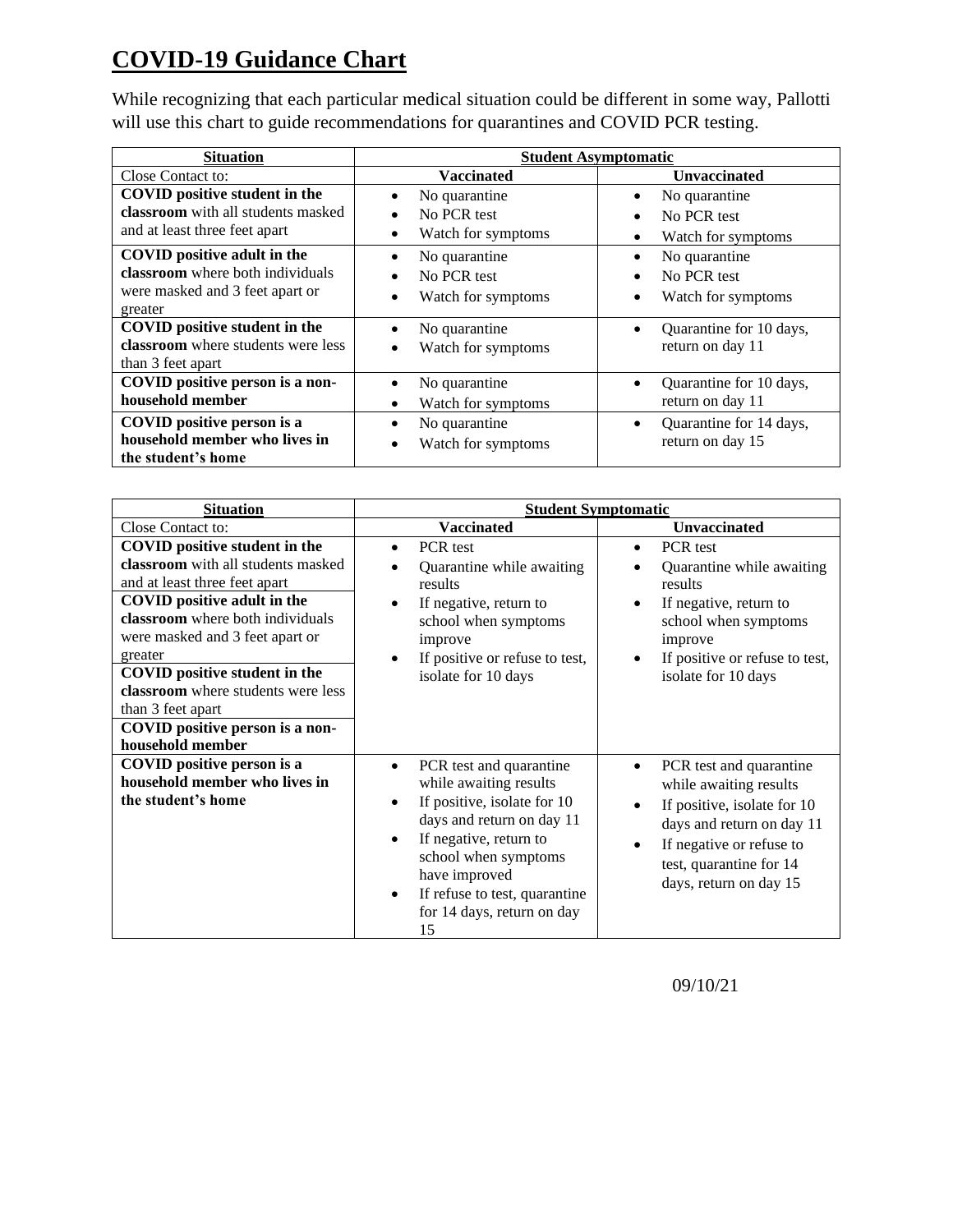# COVID-19 Guidance Chart

While recognizing that each particular medical situation could be different in some way, Pallotti will use this chart to guide recommendations for quarantines and COVID PCR testing.

| Situation | Student Asymptomatic | |
|---|---|---|
| Close Contact to: | **Vaccinated** | **Unvaccinated** |
| **COVID positive student in the classroom** with all students masked and at least three feet apart | • No quarantine<br>• No PCR test<br>• Watch for symptoms | • No quarantine<br>• No PCR test<br>• Watch for symptoms |
| **COVID positive adult in the classroom** where both individuals were masked and 3 feet apart or greater | • No quarantine<br>• No PCR test<br>• Watch for symptoms | • No quarantine<br>• No PCR test<br>• Watch for symptoms |
| **COVID positive student in the classroom** where students were less than 3 feet apart | • No quarantine<br>• Watch for symptoms | • Quarantine for 10 days, return on day 11 |
| **COVID positive person is a non-household member** | • No quarantine<br>• Watch for symptoms | • Quarantine for 10 days, return on day 11 |
| **COVID positive person is a household member who lives in the student's home** | • No quarantine<br>• Watch for symptoms | • Quarantine for 14 days, return on day 15 |

| Situation | Student Symptomatic | |
|---|---|---|
| Close Contact to: | **Vaccinated** | **Unvaccinated** |
| **COVID positive student in the classroom** with all students masked and at least three feet apart<br>**COVID positive adult in the classroom** where both individuals were masked and 3 feet apart or greater<br>**COVID positive student in the classroom** where students were less than 3 feet apart<br>**COVID positive person is a non-household member** | • PCR test<br>• Quarantine while awaiting results<br>• If negative, return to school when symptoms improve<br>• If positive or refuse to test, isolate for 10 days | • PCR test<br>• Quarantine while awaiting results<br>• If negative, return to school when symptoms improve<br>• If positive or refuse to test, isolate for 10 days |
| **COVID positive person is a household member who lives in the student's home** | • PCR test and quarantine while awaiting results<br>• If positive, isolate for 10 days and return on day 11<br>• If negative, return to school when symptoms have improved<br>• If refuse to test, quarantine for 14 days, return on day 15 | • PCR test and quarantine while awaiting results<br>• If positive, isolate for 10 days and return on day 11<br>• If negative or refuse to test, quarantine for 14 days, return on day 15 |

09/10/21